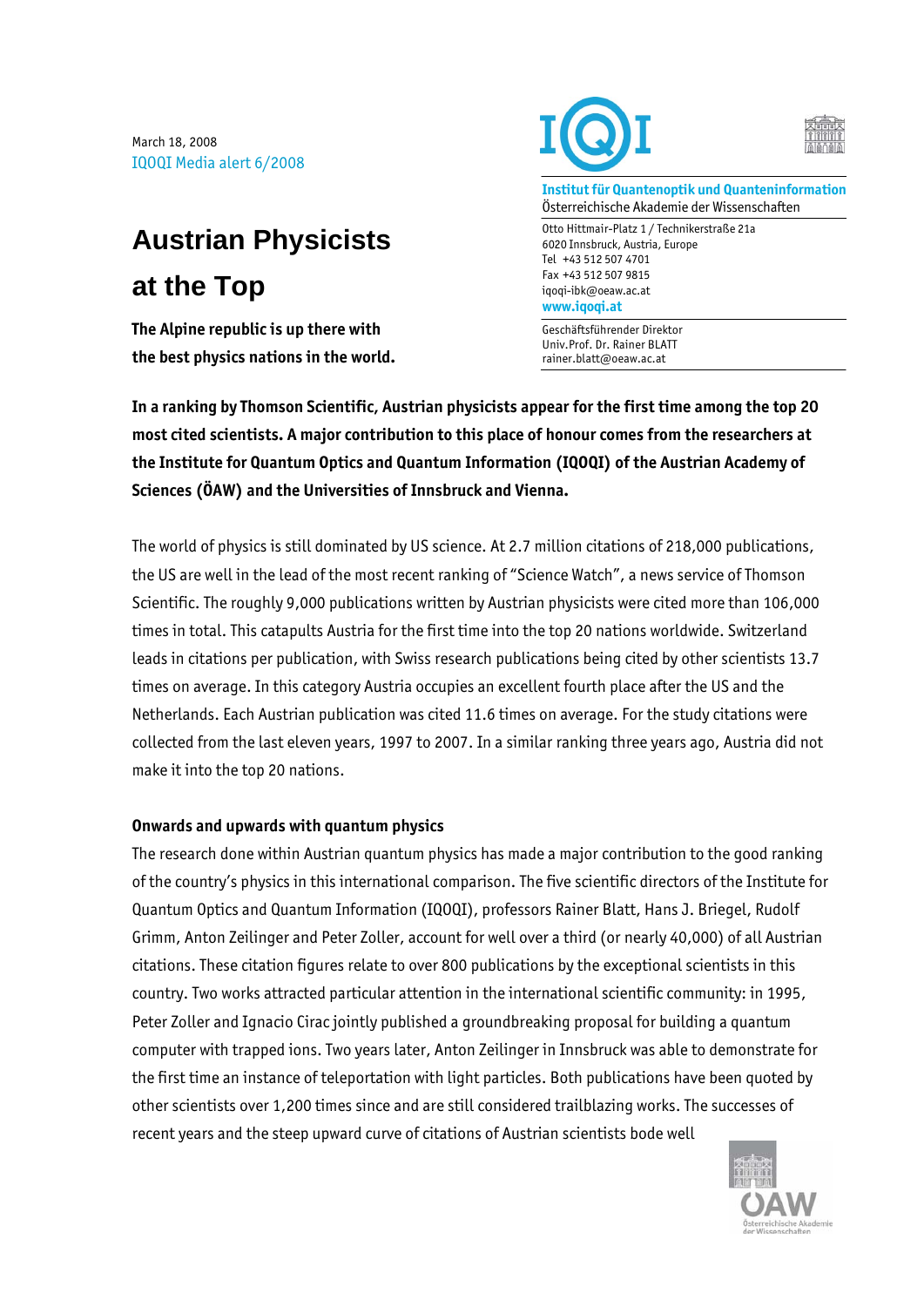March 18, 2008
IQOQI Media alert 6/2008

Institut für Quantenoptik und Quanteninformation
Österreichische Akademie der Wissenschaften

Otto Hittmair-Platz 1 / Technikerstraße 21a
6020 Innsbruck, Austria, Europe
Tel +43 512 507 4701
Fax +43 512 507 9815
iqoqi-ibk@oeaw.ac.at
www.iqoqi.at

Geschäftsführender Direktor
Univ.Prof. Dr. Rainer BLATT
rainer.blatt@oeaw.ac.at

# Austrian Physicists at the Top

**The Alpine republic is up there with the best physics nations in the world.**

**In a ranking by Thomson Scientific, Austrian physicists appear for the first time among the top 20 most cited scientists. A major contribution to this place of honour comes from the researchers at the Institute for Quantum Optics and Quantum Information (IQOQI) of the Austrian Academy of Sciences (ÖAW) and the Universities of Innsbruck and Vienna.**

The world of physics is still dominated by US science. At 2.7 million citations of 218,000 publications, the US are well in the lead of the most recent ranking of "Science Watch", a news service of Thomson Scientific. The roughly 9,000 publications written by Austrian physicists were cited more than 106,000 times in total. This catapults Austria for the first time into the top 20 nations worldwide. Switzerland leads in citations per publication, with Swiss research publications being cited by other scientists 13.7 times on average. In this category Austria occupies an excellent fourth place after the US and the Netherlands. Each Austrian publication was cited 11.6 times on average. For the study citations were collected from the last eleven years, 1997 to 2007. In a similar ranking three years ago, Austria did not make it into the top 20 nations.

### Onwards and upwards with quantum physics

The research done within Austrian quantum physics has made a major contribution to the good ranking of the country's physics in this international comparison. The five scientific directors of the Institute for Quantum Optics and Quantum Information (IQOQI), professors Rainer Blatt, Hans J. Briegel, Rudolf Grimm, Anton Zeilinger and Peter Zoller, account for well over a third (or nearly 40,000) of all Austrian citations. These citation figures relate to over 800 publications by the exceptional scientists in this country. Two works attracted particular attention in the international scientific community: in 1995, Peter Zoller and Ignacio Cirac jointly published a groundbreaking proposal for building a quantum computer with trapped ions. Two years later, Anton Zeilinger in Innsbruck was able to demonstrate for the first time an instance of teleportation with light particles. Both publications have been quoted by other scientists over 1,200 times since and are still considered trailblazing works. The successes of recent years and the steep upward curve of citations of Austrian scientists bode well

ÖAW
Österreichische Akademie der Wissenschaften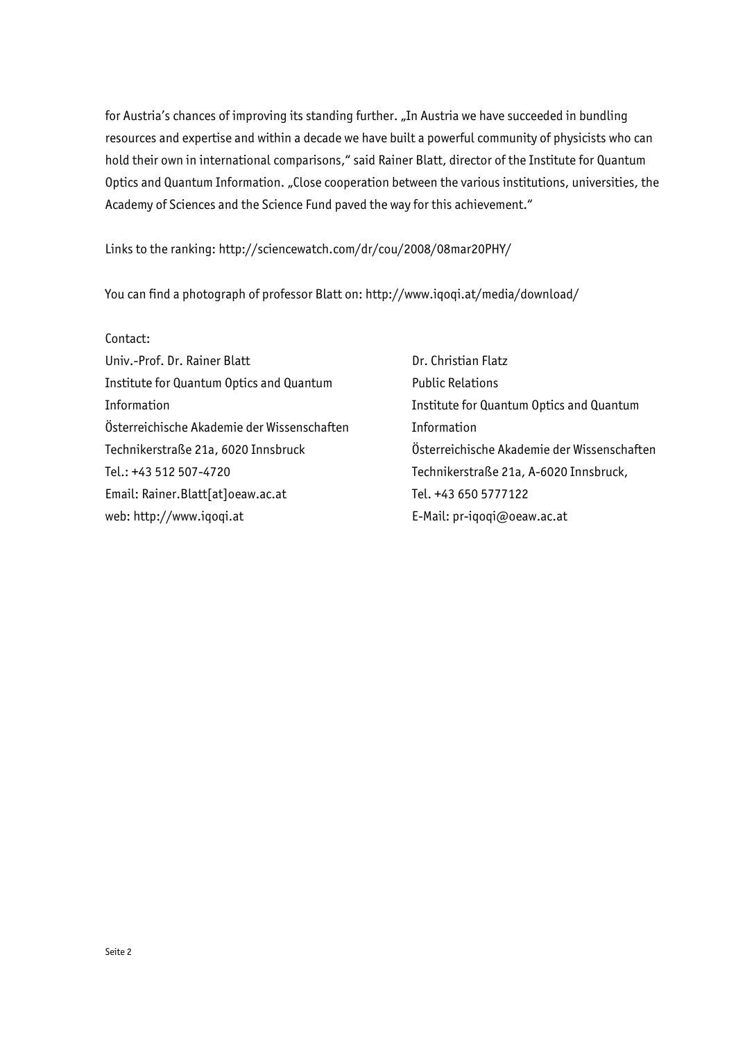for Austria's chances of improving its standing further. „In Austria we have succeeded in bundling resources and expertise and within a decade we have built a powerful community of physicists who can hold their own in international comparisons," said Rainer Blatt, director of the Institute for Quantum Optics and Quantum Information. „Close cooperation between the various institutions, universities, the Academy of Sciences and the Science Fund paved the way for this achievement."

Links to the ranking: http://sciencewatch.com/dr/cou/2008/08mar20PHY/

You can find a photograph of professor Blatt on: http://www.iqoqi.at/media/download/

Contact:

Univ.-Prof. Dr. Rainer Blatt
Institute for Quantum Optics and Quantum Information
Österreichische Akademie der Wissenschaften
Technikerstraße 21a, 6020 Innsbruck
Tel.: +43 512 507-4720
Email: Rainer.Blatt[at]oeaw.ac.at
web: http://www.iqoqi.at

Dr. Christian Flatz
Public Relations
Institute for Quantum Optics and Quantum Information
Österreichische Akademie der Wissenschaften
Technikerstraße 21a, A-6020 Innsbruck,
Tel. +43 650 5777122
E-Mail: pr-iqoqi@oeaw.ac.at